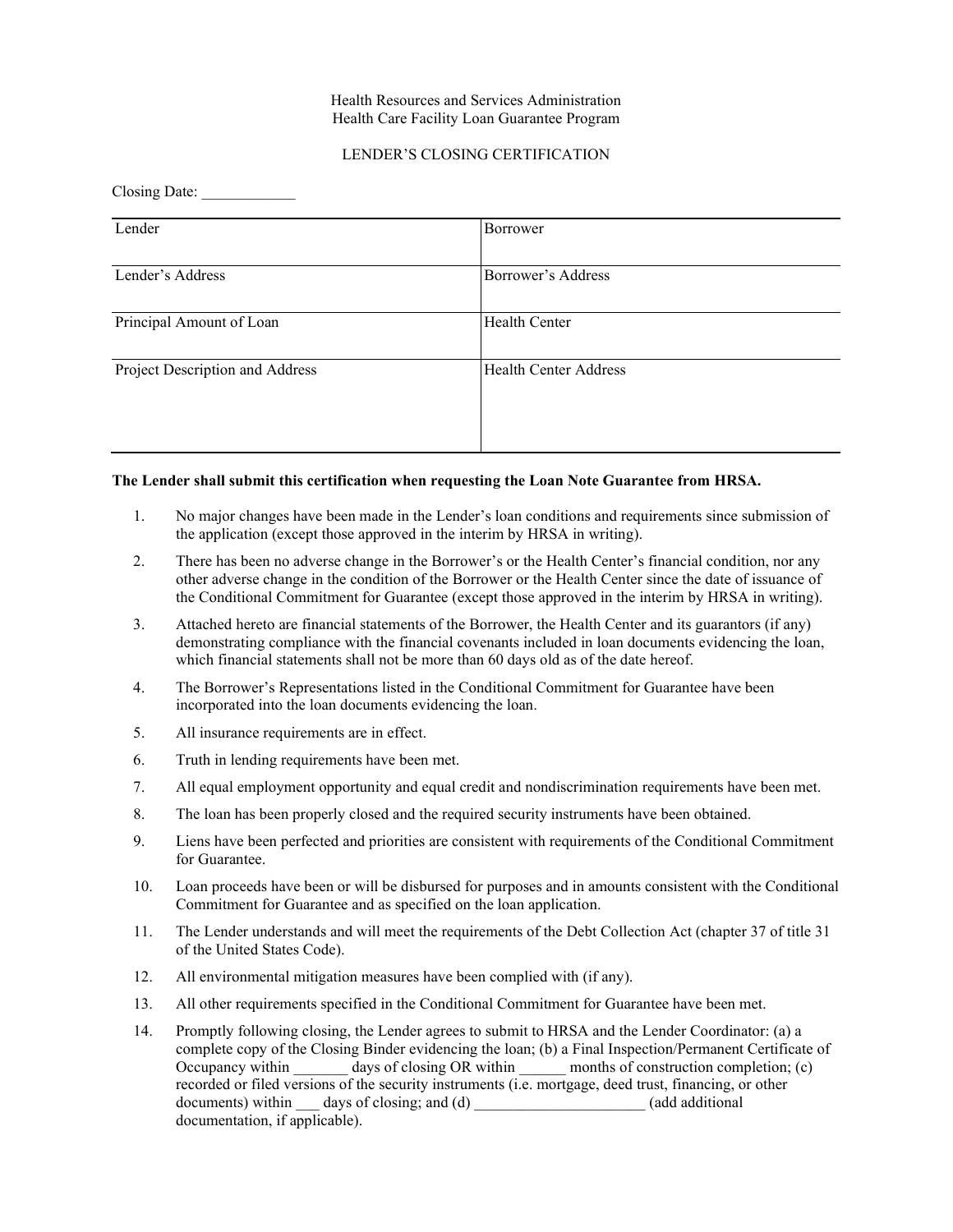Health Resources and Services Administration
Health Care Facility Loan Guarantee Program

LENDER'S CLOSING CERTIFICATION

Closing Date: ____________

| | |
|---|---|
| Lender | Borrower |
| Lender's Address | Borrower's Address |
| Principal Amount of Loan | Health Center |
| Project Description and Address | Health Center Address |

**The Lender shall submit this certification when requesting the Loan Note Guarantee from HRSA.**

1. No major changes have been made in the Lender's loan conditions and requirements since submission of the application (except those approved in the interim by HRSA in writing).
2. There has been no adverse change in the Borrower's or the Health Center's financial condition, nor any other adverse change in the condition of the Borrower or the Health Center since the date of issuance of the Conditional Commitment for Guarantee (except those approved in the interim by HRSA in writing).
3. Attached hereto are financial statements of the Borrower, the Health Center and its guarantors (if any) demonstrating compliance with the financial covenants included in loan documents evidencing the loan, which financial statements shall not be more than 60 days old as of the date hereof.
4. The Borrower's Representations listed in the Conditional Commitment for Guarantee have been incorporated into the loan documents evidencing the loan.
5. All insurance requirements are in effect.
6. Truth in lending requirements have been met.
7. All equal employment opportunity and equal credit and nondiscrimination requirements have been met.
8. The loan has been properly closed and the required security instruments have been obtained.
9. Liens have been perfected and priorities are consistent with requirements of the Conditional Commitment for Guarantee.
10. Loan proceeds have been or will be disbursed for purposes and in amounts consistent with the Conditional Commitment for Guarantee and as specified on the loan application.
11. The Lender understands and will meet the requirements of the Debt Collection Act (chapter 37 of title 31 of the United States Code).
12. All environmental mitigation measures have been complied with (if any).
13. All other requirements specified in the Conditional Commitment for Guarantee have been met.
14. Promptly following closing, the Lender agrees to submit to HRSA and the Lender Coordinator: (a) a complete copy of the Closing Binder evidencing the loan; (b) a Final Inspection/Permanent Certificate of Occupancy within _______ days of closing OR within ______ months of construction completion; (c) recorded or filed versions of the security instruments (i.e. mortgage, deed trust, financing, or other documents) within ___ days of closing; and (d) ______________________ (add additional documentation, if applicable).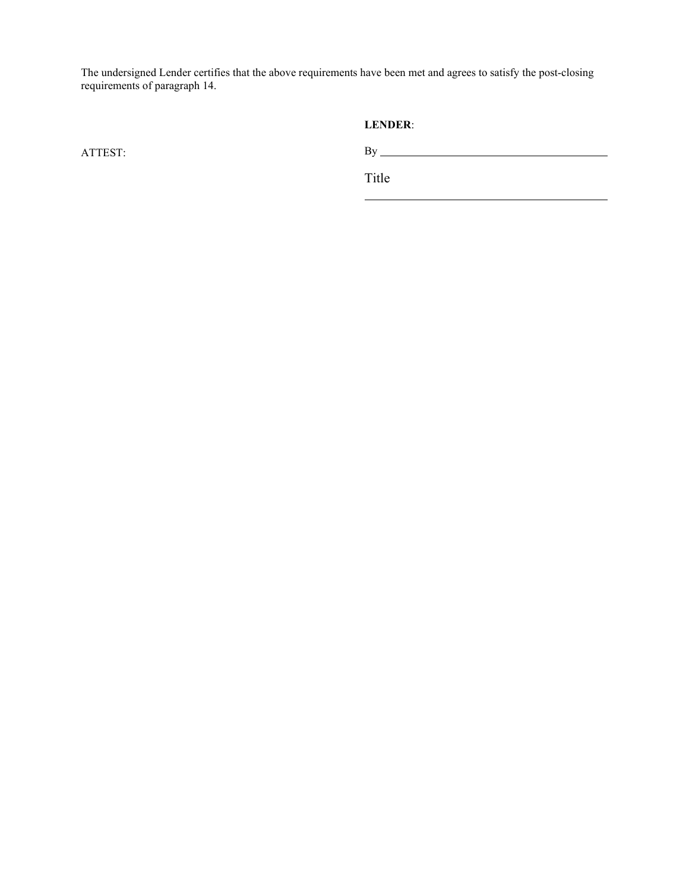The undersigned Lender certifies that the above requirements have been met and agrees to satisfy the post-closing requirements of paragraph 14.

**LENDER**:

ATTEST:

By \_\_\_\_\_\_\_\_\_\_\_\_\_\_\_\_\_\_\_\_\_\_\_\_\_\_\_\_\_\_\_\_\_\_\_\_\_\_\_\_

Title

\_\_\_\_\_\_\_\_\_\_\_\_\_\_\_\_\_\_\_\_\_\_\_\_\_\_\_\_\_\_\_\_\_\_\_\_\_\_\_\_